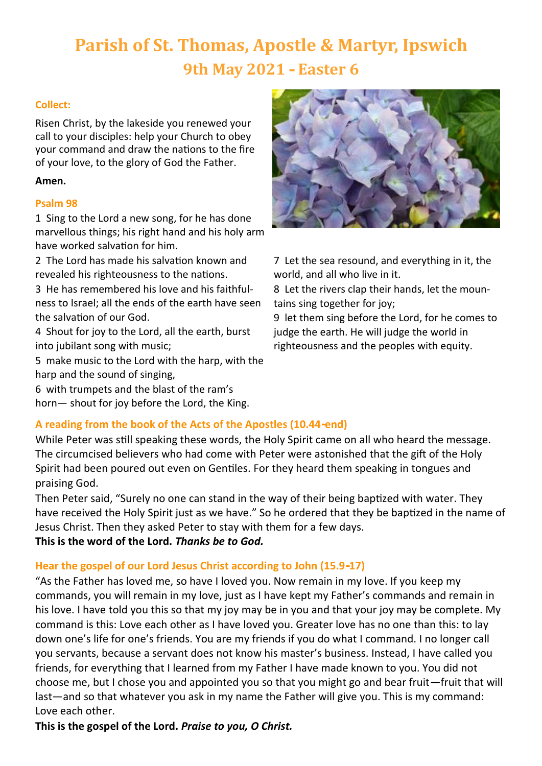# Parish of St. Thomas, Apostle & Martyr, Ipswich

## 9th May 2021 - Easter 6

### Collect:

Risen Christ, by the lakeside you renewed your call to your disciples: help your Church to obey your command and draw the nations to the fire of your love, to the glory of God the Father.

**Amen.**

### Psalm 98

1 Sing to the Lord a new song, for he has done marvellous things; his right hand and his holy arm have worked salvation for him.

2 The Lord has made his salvation known and revealed his righteousness to the nations.

3 He has remembered his love and his faithfulness to Israel; all the ends of the earth have seen the salvation of our God.

4 Shout for joy to the Lord, all the earth, burst into jubilant song with music;

5 make music to the Lord with the harp, with the harp and the sound of singing,

6 with trumpets and the blast of the ram's horn— shout for joy before the Lord, the King.

7 Let the sea resound, and everything in it, the world, and all who live in it.

8 Let the rivers clap their hands, let the mountains sing together for joy;

9 let them sing before the Lord, for he comes to judge the earth. He will judge the world in righteousness and the peoples with equity.

### A reading from the book of the Acts of the Apostles (10.44-end)

While Peter was still speaking these words, the Holy Spirit came on all who heard the message. The circumcised believers who had come with Peter were astonished that the gift of the Holy Spirit had been poured out even on Gentiles. For they heard them speaking in tongues and praising God.

Then Peter said, "Surely no one can stand in the way of their being baptized with water. They have received the Holy Spirit just as we have." So he ordered that they be baptized in the name of Jesus Christ. Then they asked Peter to stay with them for a few days.

**This is the word of the Lord.** ***Thanks be to God.***

### Hear the gospel of our Lord Jesus Christ according to John (15.9-17)

"As the Father has loved me, so have I loved you. Now remain in my love. If you keep my commands, you will remain in my love, just as I have kept my Father's commands and remain in his love. I have told you this so that my joy may be in you and that your joy may be complete. My command is this: Love each other as I have loved you. Greater love has no one than this: to lay down one's life for one's friends. You are my friends if you do what I command. I no longer call you servants, because a servant does not know his master's business. Instead, I have called you friends, for everything that I learned from my Father I have made known to you. You did not choose me, but I chose you and appointed you so that you might go and bear fruit—fruit that will last—and so that whatever you ask in my name the Father will give you. This is my command: Love each other.

**This is the gospel of the Lord.** ***Praise to you, O Christ.***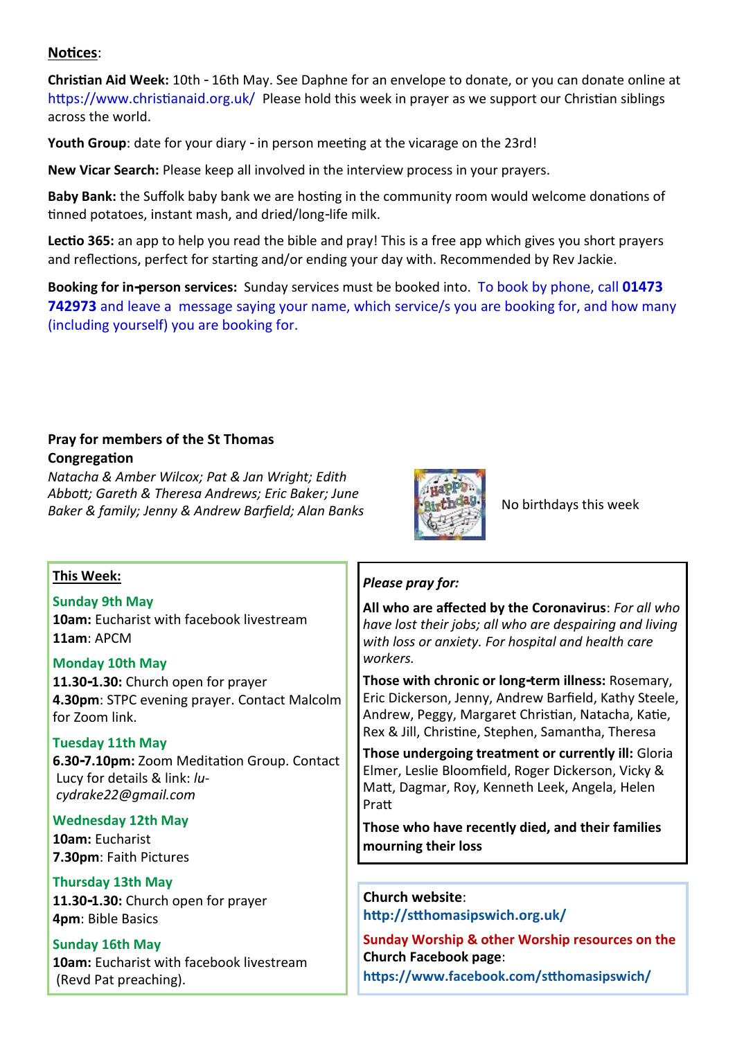**Notices**:

**Christian Aid Week:** 10th - 16th May. See Daphne for an envelope to donate, or you can donate online at https://www.christianaid.org.uk/ Please hold this week in prayer as we support our Christian siblings across the world.

**Youth Group**: date for your diary - in person meeting at the vicarage on the 23rd!

**New Vicar Search:** Please keep all involved in the interview process in your prayers.

**Baby Bank:** the Suffolk baby bank we are hosting in the community room would welcome donations of tinned potatoes, instant mash, and dried/long-life milk.

**Lectio 365:** an app to help you read the bible and pray! This is a free app which gives you short prayers and reflections, perfect for starting and/or ending your day with. Recommended by Rev Jackie.

**Booking for in-person services:** Sunday services must be booked into. To book by phone, call **01473 742973** and leave a message saying your name, which service/s you are booking for, and how many (including yourself) you are booking for.

**Pray for members of the St Thomas Congregation**

*Natacha & Amber Wilcox; Pat & Jan Wright; Edith Abbott; Gareth & Theresa Andrews; Eric Baker; June Baker & family; Jenny & Andrew Barfield; Alan Banks*

No birthdays this week

**This Week:**

**Sunday 9th May**
**10am:** Eucharist with facebook livestream
**11am**: APCM

**Monday 10th May**
**11.30-1.30:** Church open for prayer
**4.30pm**: STPC evening prayer. Contact Malcolm for Zoom link.

**Tuesday 11th May**
**6.30-7.10pm:** Zoom Meditation Group. Contact Lucy for details & link: *lucydrake22@gmail.com*

**Wednesday 12th May**
**10am:** Eucharist
**7.30pm**: Faith Pictures

**Thursday 13th May**
**11.30-1.30:** Church open for prayer
**4pm**: Bible Basics

**Sunday 16th May**
**10am:** Eucharist with facebook livestream (Revd Pat preaching).

***Please pray for:***

**All who are affected by the Coronavirus**: *For all who have lost their jobs; all who are despairing and living with loss or anxiety. For hospital and health care workers.*

**Those with chronic or long-term illness:** Rosemary, Eric Dickerson, Jenny, Andrew Barfield, Kathy Steele, Andrew, Peggy, Margaret Christian, Natacha, Katie, Rex & Jill, Christine, Stephen, Samantha, Theresa

**Those undergoing treatment or currently ill:** Gloria Elmer, Leslie Bloomfield, Roger Dickerson, Vicky & Matt, Dagmar, Roy, Kenneth Leek, Angela, Helen Pratt

**Those who have recently died, and their families mourning their loss**

**Church website**:
**http://stthomasipswich.org.uk/**

**Sunday Worship & other Worship resources on the Church Facebook page**:
**https://www.facebook.com/stthomasipswich/**